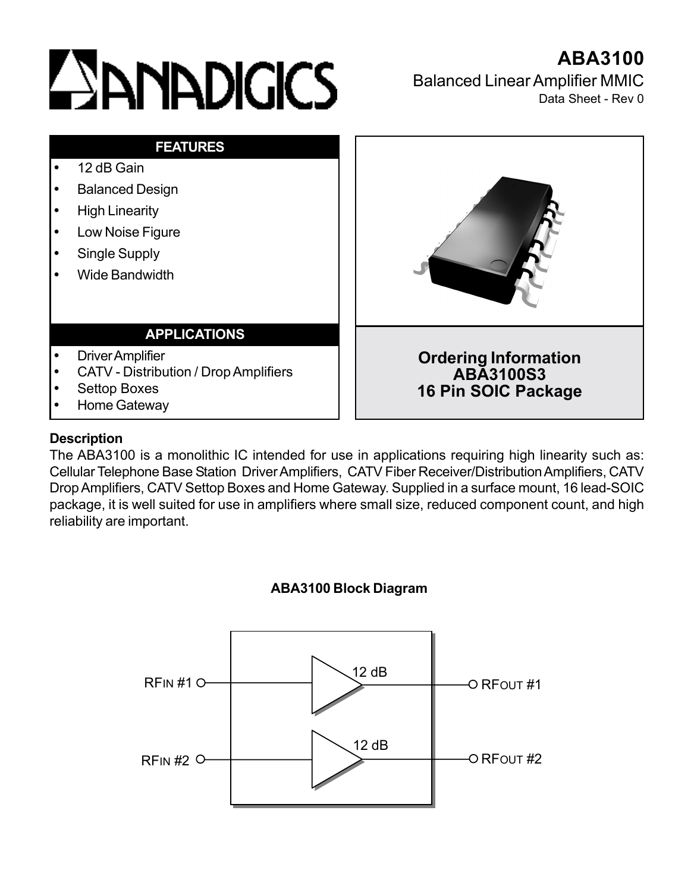# ABA3100

Balanced Linear Amplifier MMIC

Data Sheet - Rev 0

## FEATURES

- 12 dB Gain
- Balanced Design
- High Linearity
- Low Noise Figure
- Single Supply
- Wide Bandwidth

## APPLICATIONS

- Driver Amplifier
- CATV - Distribution / Drop Amplifiers
- Settop Boxes
- Home Gateway

**Ordering Information**
**ABA3100S3**
**16 Pin SOIC Package**

### Description

The ABA3100 is a monolithic IC intended for use in applications requiring high linearity such as: Cellular Telephone Base Station Driver Amplifiers, CATV Fiber Receiver/Distribution Amplifiers, CATV Drop Amplifiers, CATV Settop Boxes and Home Gateway. Supplied in a surface mount, 16 lead-SOIC package, it is well suited for use in amplifiers where small size, reduced component count, and high reliability are important.

**ABA3100 Block Diagram**

RFIN #1 → 12 dB → RFOUT #1

RFIN #2 → 12 dB → RFOUT #2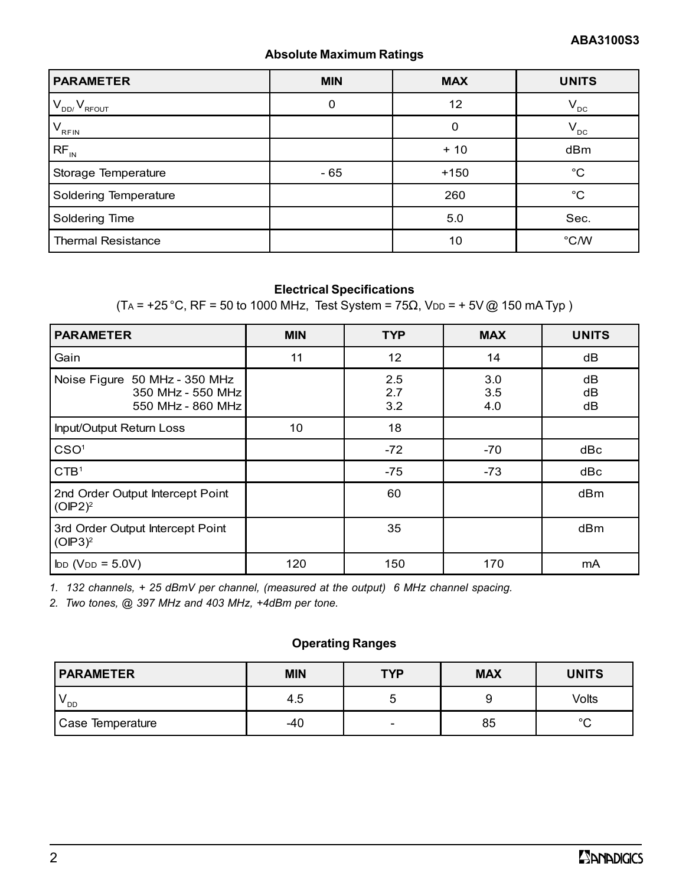## Absolute Maximum Ratings

| PARAMETER | MIN | MAX | UNITS |
|---|---|---|---|
| $V_{DD}$/ $V_{RFOUT}$ | 0 | 12 | $V_{DC}$ |
| $V_{RFIN}$ | | 0 | $V_{DC}$ |
| $RF_{IN}$ | | + 10 | dBm |
| Storage Temperature | - 65 | +150 | °C |
| Soldering Temperature | | 260 | °C |
| Soldering Time | | 5.0 | Sec. |
| Thermal Resistance | | 10 | °C/W |

## Electrical Specifications

($T_A$ = +25 °C, RF = 50 to 1000 MHz, Test System = 75Ω, $V_{DD}$ = + 5V @ 150 mA Typ )

| PARAMETER | MIN | TYP | MAX | UNITS |
|---|---|---|---|---|
| Gain | 11 | 12 | 14 | dB |
| Noise Figure 50 MHz - 350 MHz<br>350 MHz - 550 MHz<br>550 MHz - 860 MHz | | 2.5<br>2.7<br>3.2 | 3.0<br>3.5<br>4.0 | dB<br>dB<br>dB |
| Input/Output Return Loss | 10 | 18 | | |
| CSO[1] | | -72 | -70 | dBc |
| CTB[1] | | -75 | -73 | dBc |
| 2nd Order Output Intercept Point (OIP2)[2] | | 60 | | dBm |
| 3rd Order Output Intercept Point (OIP3)[2] | | 35 | | dBm |
| $I_{DD}$ ($V_{DD}$ = 5.0V) | 120 | 150 | 170 | mA |

*1. 132 channels, + 25 dBmV per channel, (measured at the output) 6 MHz channel spacing.*

*2. Two tones, @ 397 MHz and 403 MHz, +4dBm per tone.*

## Operating Ranges

| PARAMETER | MIN | TYP | MAX | UNITS |
|---|---|---|---|---|
| $V_{DD}$ | 4.5 | 5 | 9 | Volts |
| Case Temperature | -40 | - | 85 | °C |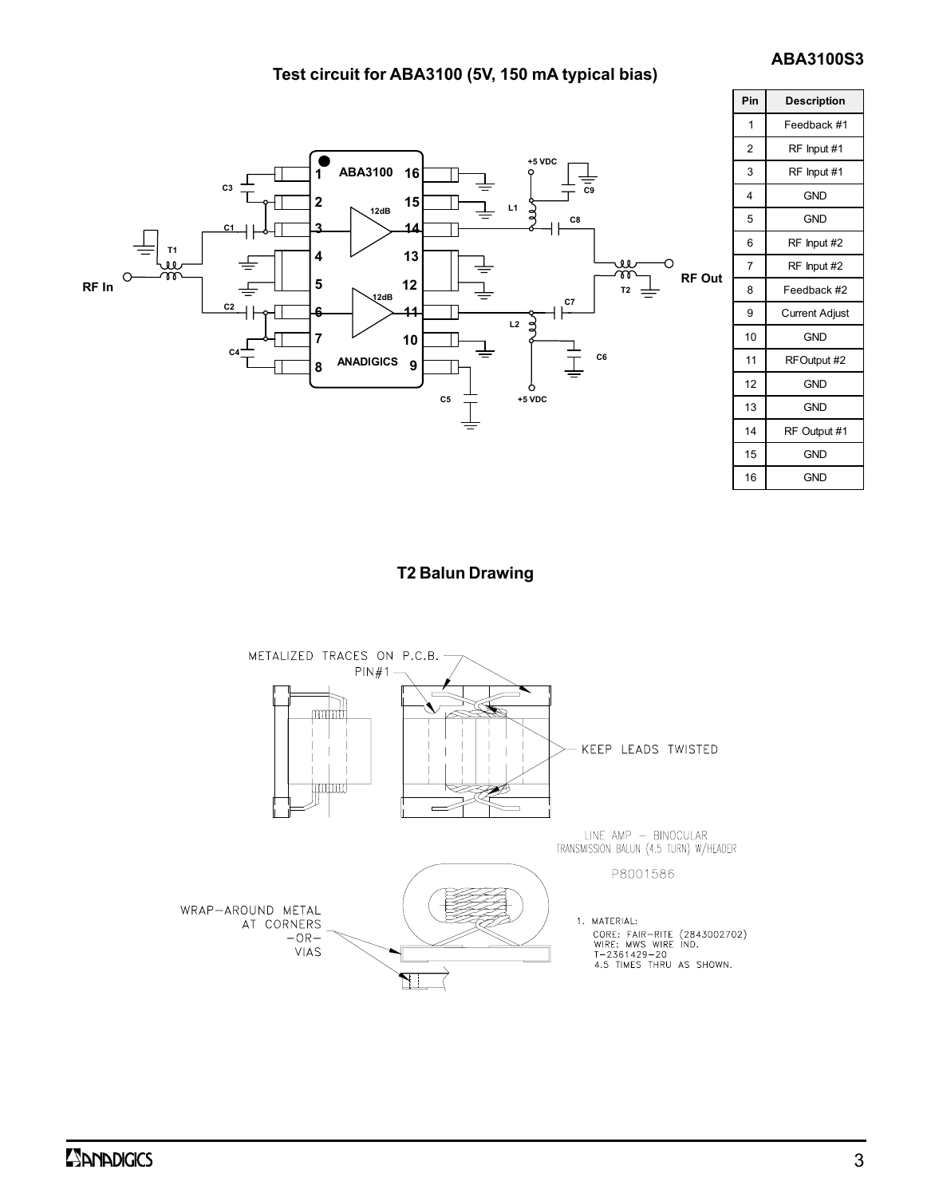## Test circuit for ABA3100 (5V, 150 mA typical bias)

| Pin | Description |
|---|---|
| 1 | Feedback #1 |
| 2 | RF Input #1 |
| 3 | RF Input #1 |
| 4 | GND |
| 5 | GND |
| 6 | RF Input #2 |
| 7 | RF Input #2 |
| 8 | Feedback #2 |
| 9 | Current Adjust |
| 10 | GND |
| 11 | RF Output #2 |
| 12 | GND |
| 13 | GND |
| 14 | RF Output #1 |
| 15 | GND |
| 16 | GND |

## T2 Balun Drawing

METALIZED TRACES ON P.C.B.

PIN#1

KEEP LEADS TWISTED

LINE AMP – BINOCULAR
TRANSMISSION BALUN (4.5 TURN) W/HEADER

P8001586

WRAP-AROUND METAL AT CORNERS –OR– VIAS

1. MATERIAL:
   CORE: FAIR-RITE (2843002702)
   WIRE: MWS WIRE IND.
   T-2361429-20
   4.5 TIMES THRU AS SHOWN.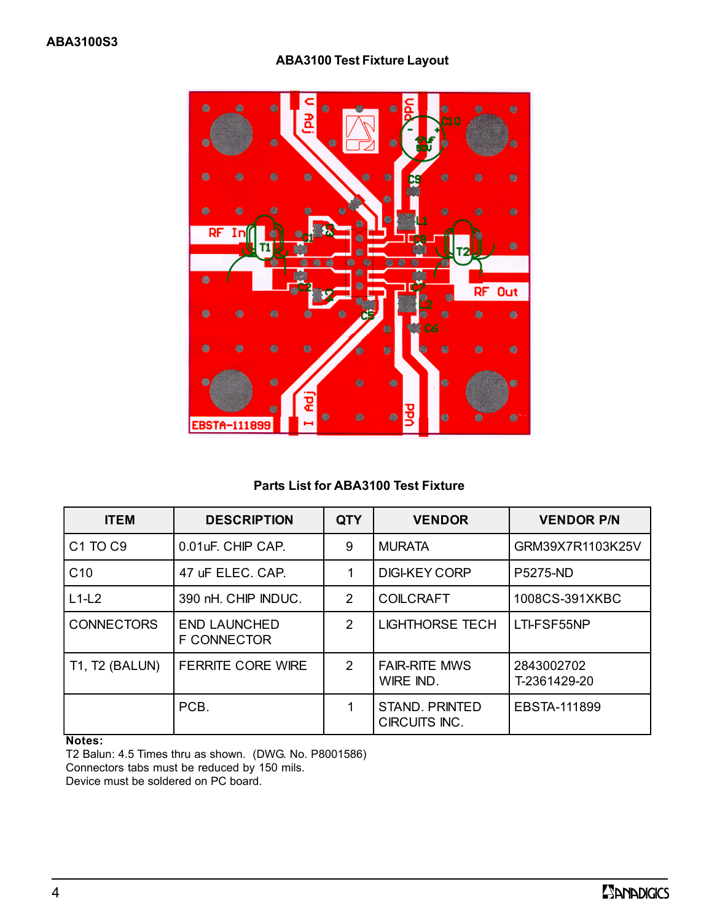**ABA3100S3**

## ABA3100 Test Fixture Layout

## Parts List for ABA3100 Test Fixture

| ITEM | DESCRIPTION | QTY | VENDOR | VENDOR P/N |
|---|---|---|---|---|
| C1 TO C9 | 0.01uF. CHIP CAP. | 9 | MURATA | GRM39X7R1103K25V |
| C10 | 47 uF ELEC. CAP. | 1 | DIGI-KEY CORP | P5275-ND |
| L1-L2 | 390 nH. CHIP INDUC. | 2 | COILCRAFT | 1008CS-391XKBC |
| CONNECTORS | END LAUNCHED F CONNECTOR | 2 | LIGHTHORSE TECH | LTI-FSF55NP |
| T1, T2 (BALUN) | FERRITE CORE WIRE | 2 | FAIR-RITE MWS WIRE IND. | 2843002702 T-2361429-20 |
| | PCB. | 1 | STAND. PRINTED CIRCUITS INC. | EBSTA-111899 |

**Notes:**
T2 Balun: 4.5 Times thru as shown. (DWG. No. P8001586)
Connectors tabs must be reduced by 150 mils.
Device must be soldered on PC board.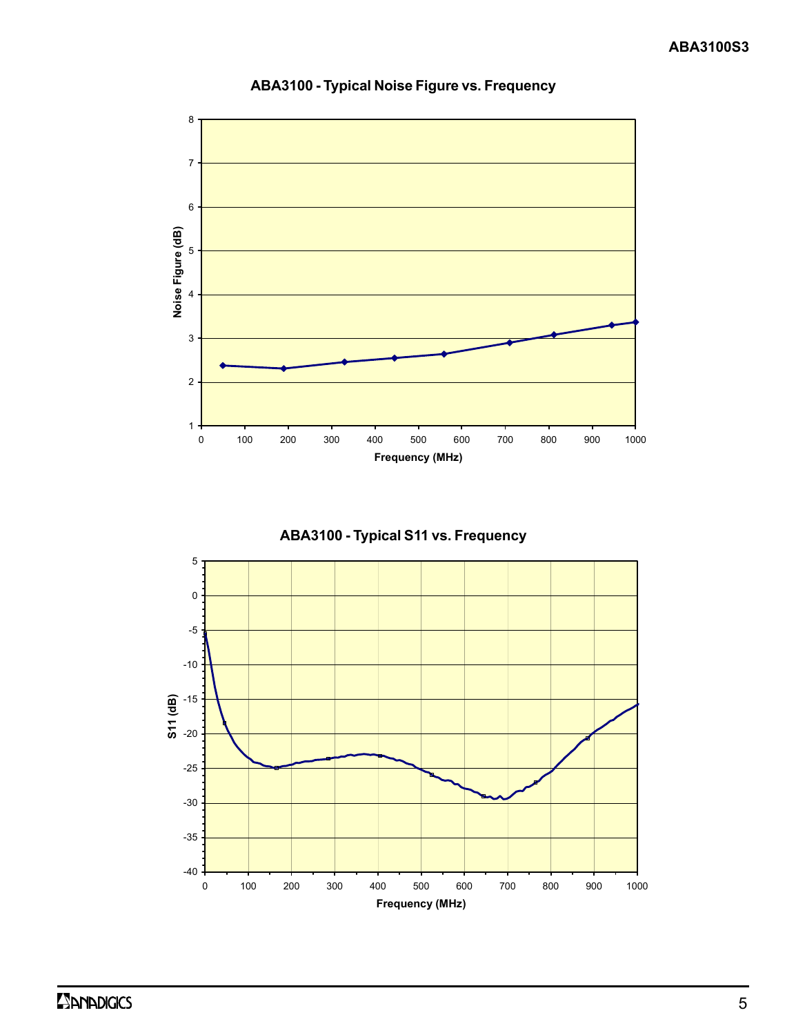**ABA3100 - Typical Noise Figure vs. Frequency**

Noise Figure (dB) vs. Frequency (MHz)

**ABA3100 - Typical S11 vs. Frequency**

S11 (dB) vs. Frequency (MHz)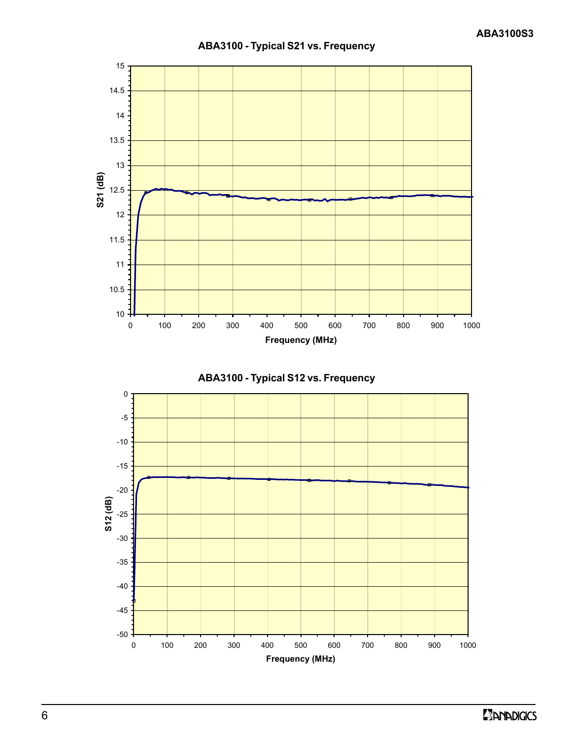**ABA3100 - Typical S21 vs. Frequency**

S21 (dB)

15
14.5
14
13.5
13
12.5
12
11.5
11
10.5
10

0 100 200 300 400 500 600 700 800 900 1000

Frequency (MHz)

**ABA3100 - Typical S12 vs. Frequency**

S12 (dB)

0
-5
-10
-15
-20
-25
-30
-35
-40
-45
-50

0 100 200 300 400 500 600 700 800 900 1000

Frequency (MHz)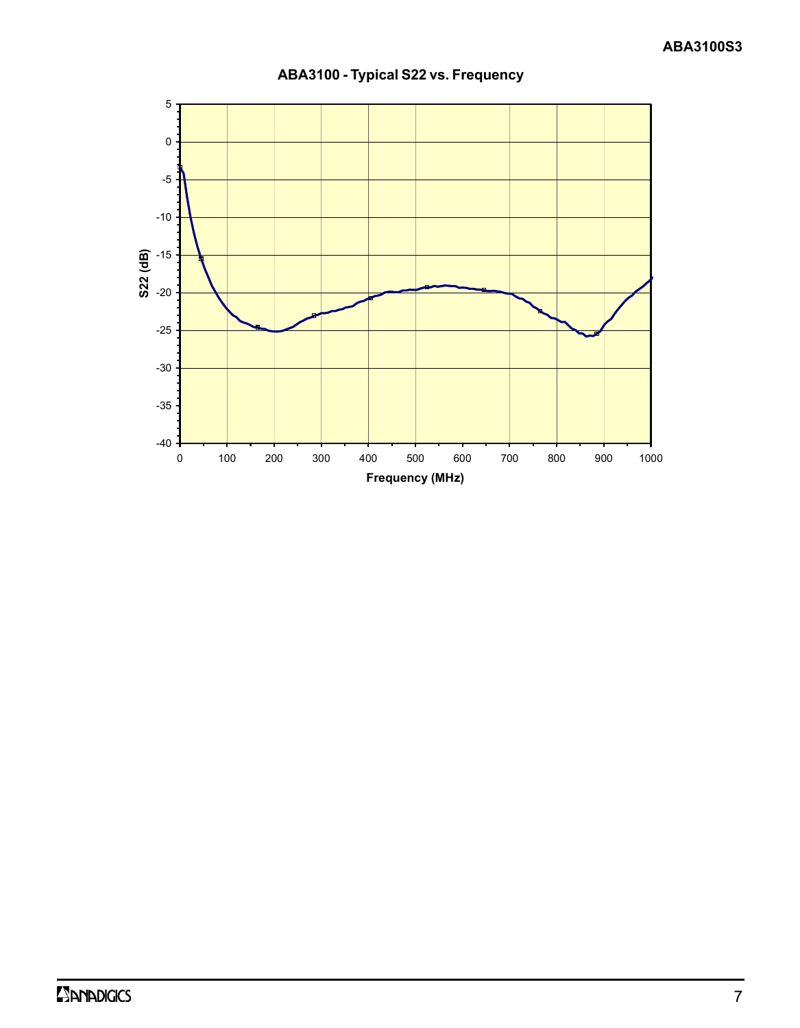ABA3100 - Typical S22 vs. Frequency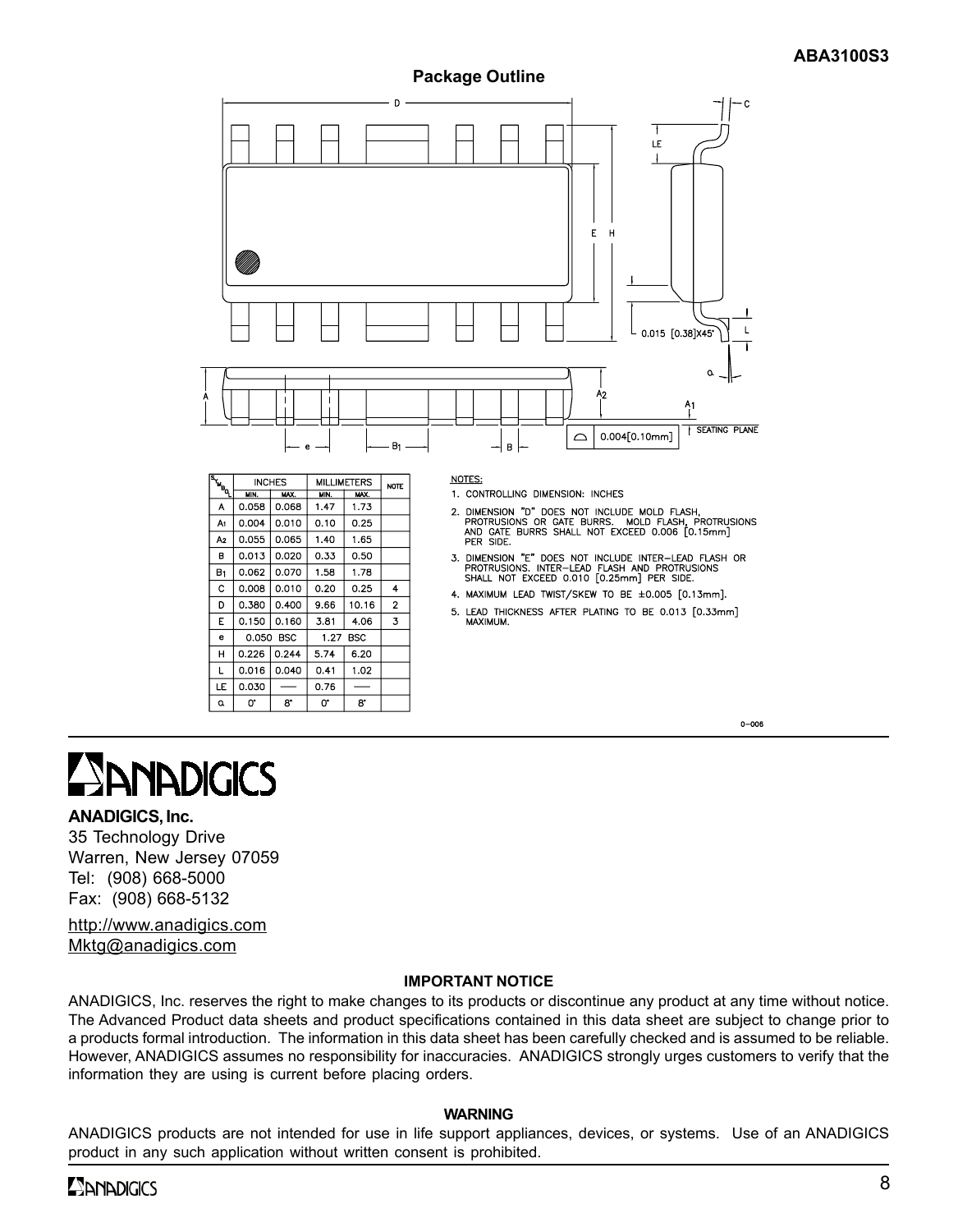## Package Outline

D

C

LE

E H

0.015 [0.38]X45°

L

α

A

A2

A1

SEATING PLANE

0.004[0.10mm]

e

B1

B

| SYMBOL | INCHES MIN. | INCHES MAX. | MILLIMETERS MIN. | MILLIMETERS MAX. | NOTE |
|---|---|---|---|---|---|
| A | 0.058 | 0.068 | 1.47 | 1.73 | |
| A1 | 0.004 | 0.010 | 0.10 | 0.25 | |
| A2 | 0.055 | 0.065 | 1.40 | 1.65 | |
| B | 0.013 | 0.020 | 0.33 | 0.50 | |
| B1 | 0.062 | 0.070 | 1.58 | 1.78 | |
| C | 0.008 | 0.010 | 0.20 | 0.25 | 4 |
| D | 0.380 | 0.400 | 9.66 | 10.16 | 2 |
| E | 0.150 | 0.160 | 3.81 | 4.06 | 3 |
| e | 0.050 BSC | | 1.27 BSC | | |
| H | 0.226 | 0.244 | 5.74 | 6.20 | |
| L | 0.016 | 0.040 | 0.41 | 1.02 | |
| LE | 0.030 | — | 0.76 | — | |
| α | 0° | 8° | 0° | 8° | |

NOTES:

1. CONTROLLING DIMENSION: INCHES
2. DIMENSION "D" DOES NOT INCLUDE MOLD FLASH, PROTRUSIONS OR GATE BURRS. MOLD FLASH, PROTRUSIONS AND GATE BURRS SHALL NOT EXCEED 0.006 [0.15mm] PER SIDE.
3. DIMENSION "E" DOES NOT INCLUDE INTER-LEAD FLASH OR PROTRUSIONS. INTER-LEAD FLASH AND PROTRUSIONS SHALL NOT EXCEED 0.010 [0.25mm] PER SIDE.
4. MAXIMUM LEAD TWIST/SKEW TO BE ±0.005 [0.13mm].
5. LEAD THICKNESS AFTER PLATING TO BE 0.013 [0.33mm] MAXIMUM.

0-006

**ANADIGICS, Inc.**
35 Technology Drive
Warren, New Jersey 07059
Tel: (908) 668-5000
Fax: (908) 668-5132

http://www.anadigics.com
Mktg@anadigics.com

### IMPORTANT NOTICE

ANADIGICS, Inc. reserves the right to make changes to its products or discontinue any product at any time without notice. The Advanced Product data sheets and product specifications contained in this data sheet are subject to change prior to a products formal introduction. The information in this data sheet has been carefully checked and is assumed to be reliable. However, ANADIGICS assumes no responsibility for inaccuracies. ANADIGICS strongly urges customers to verify that the information they are using is current before placing orders.

### WARNING

ANADIGICS products are not intended for use in life support appliances, devices, or systems. Use of an ANADIGICS product in any such application without written consent is prohibited.